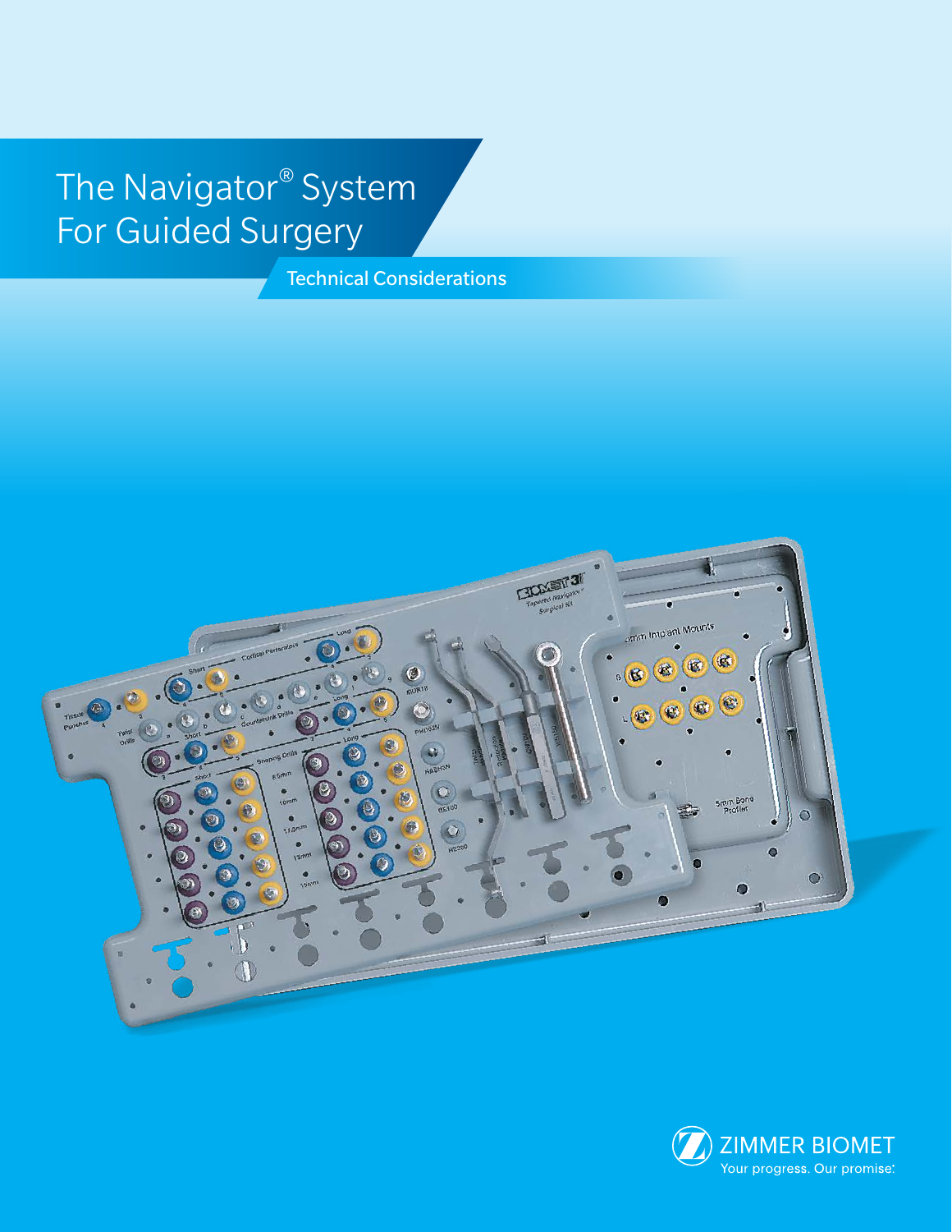# The Navigator® System For Guided Surgery

## Technical Considerations

ZIMMER BIOMET

Your progress. Our promise.®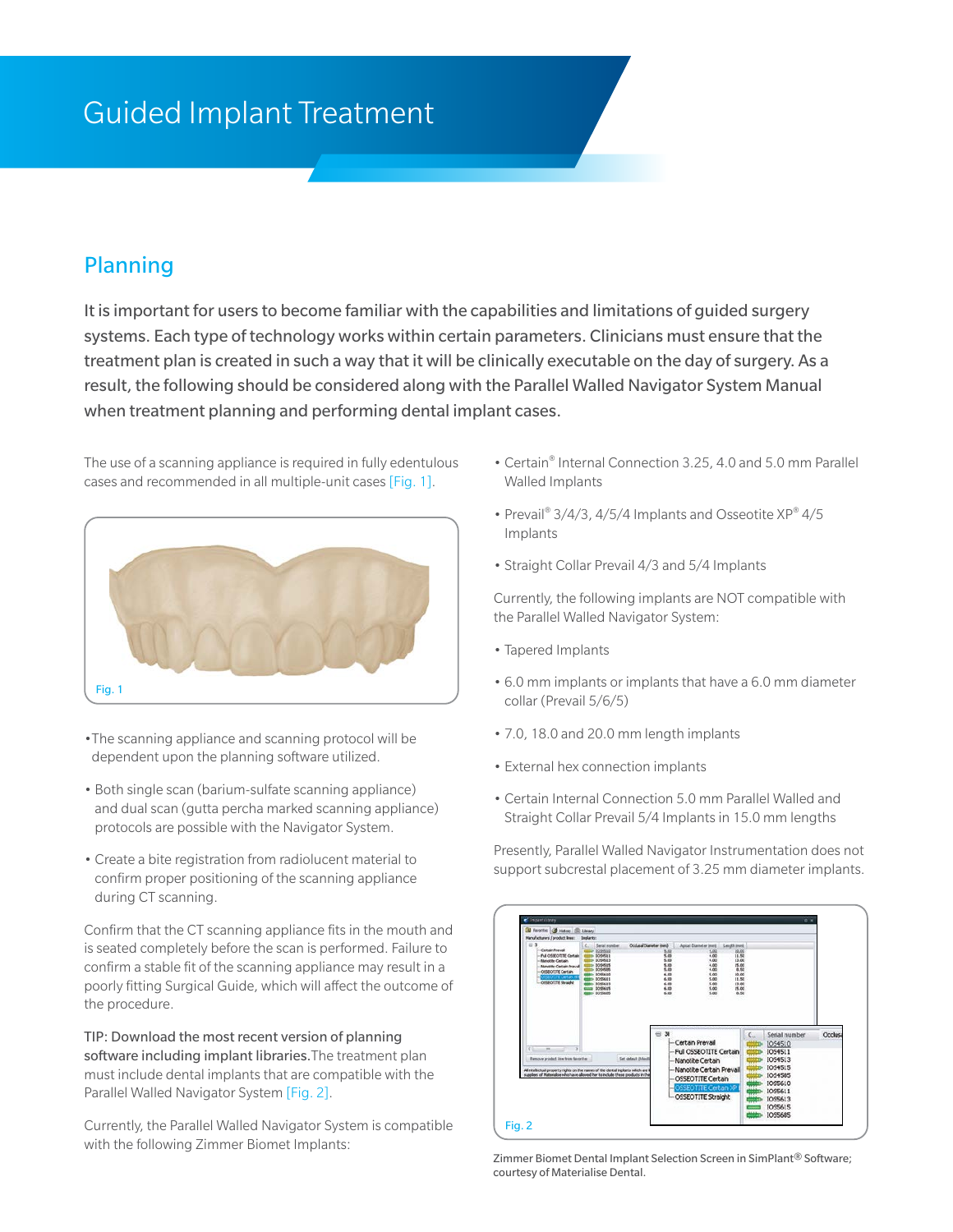# Guided Implant Treatment

## Planning

It is important for users to become familiar with the capabilities and limitations of guided surgery systems. Each type of technology works within certain parameters. Clinicians must ensure that the treatment plan is created in such a way that it will be clinically executable on the day of surgery. As a result, the following should be considered along with the Parallel Walled Navigator System Manual when treatment planning and performing dental implant cases.

The use of a scanning appliance is required in fully edentulous cases and recommended in all multiple-unit cases [Fig. 1].

Fig. 1

- The scanning appliance and scanning protocol will be dependent upon the planning software utilized.
- Both single scan (barium-sulfate scanning appliance) and dual scan (gutta percha marked scanning appliance) protocols are possible with the Navigator System.
- Create a bite registration from radiolucent material to confirm proper positioning of the scanning appliance during CT scanning.

Confirm that the CT scanning appliance fits in the mouth and is seated completely before the scan is performed. Failure to confirm a stable fit of the scanning appliance may result in a poorly fitting Surgical Guide, which will affect the outcome of the procedure.

TIP: Download the most recent version of planning software including implant libraries. The treatment plan must include dental implants that are compatible with the Parallel Walled Navigator System [Fig. 2].

Currently, the Parallel Walled Navigator System is compatible with the following Zimmer Biomet Implants:

- Certain® Internal Connection 3.25, 4.0 and 5.0 mm Parallel Walled Implants
- Prevail® 3/4/3, 4/5/4 Implants and Osseotite XP® 4/5 Implants
- Straight Collar Prevail 4/3 and 5/4 Implants

Currently, the following implants are NOT compatible with the Parallel Walled Navigator System:

- Tapered Implants
- 6.0 mm implants or implants that have a 6.0 mm diameter collar (Prevail 5/6/5)
- 7.0, 18.0 and 20.0 mm length implants
- External hex connection implants
- Certain Internal Connection 5.0 mm Parallel Walled and Straight Collar Prevail 5/4 Implants in 15.0 mm lengths

Presently, Parallel Walled Navigator Instrumentation does not support subcrestal placement of 3.25 mm diameter implants.

Fig. 2

Zimmer Biomet Dental Implant Selection Screen in SimPlant® Software; courtesy of Materialise Dental.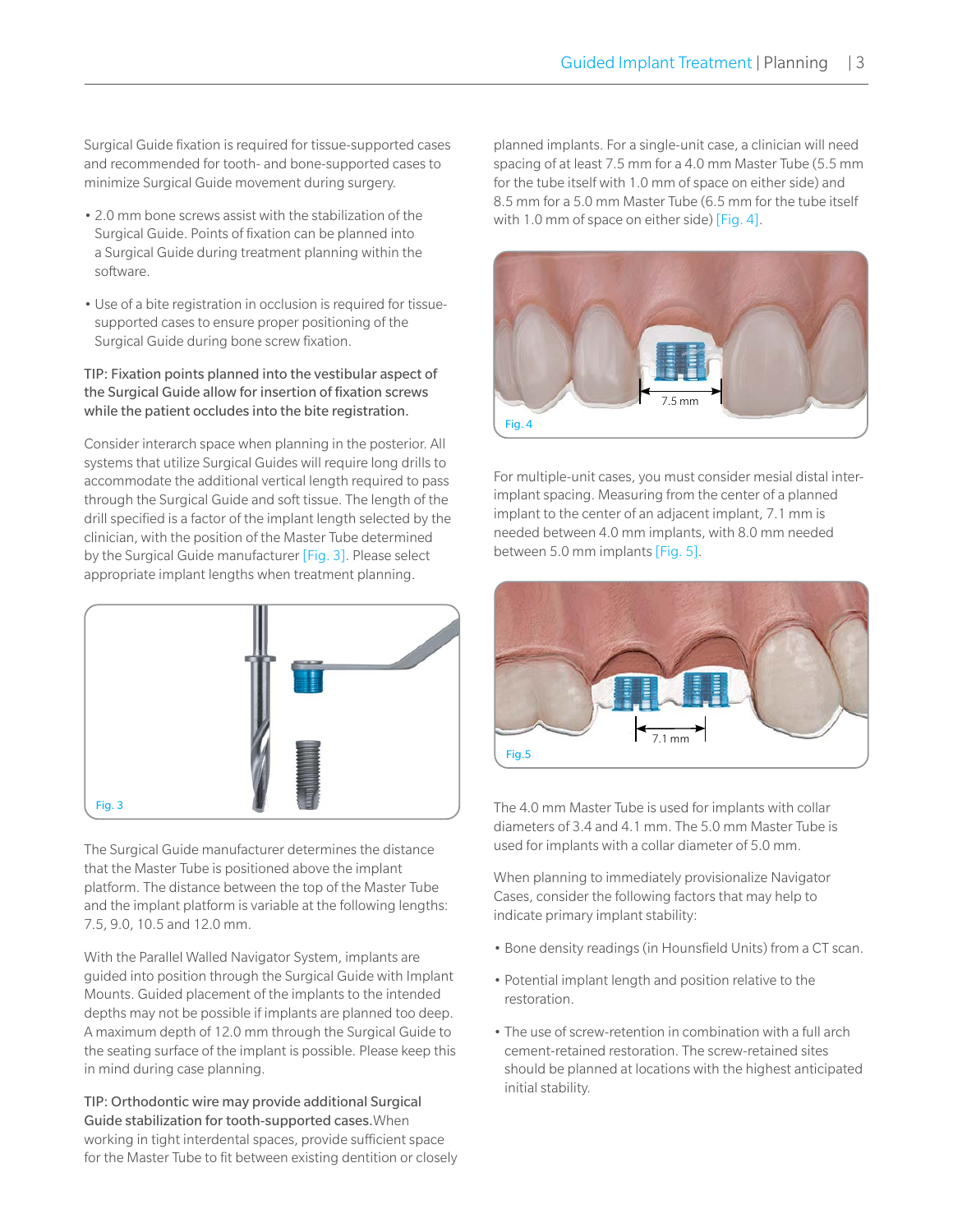Surgical Guide fixation is required for tissue-supported cases and recommended for tooth- and bone-supported cases to minimize Surgical Guide movement during surgery.

- 2.0 mm bone screws assist with the stabilization of the Surgical Guide. Points of fixation can be planned into a Surgical Guide during treatment planning within the software.
- Use of a bite registration in occlusion is required for tissue-supported cases to ensure proper positioning of the Surgical Guide during bone screw fixation.

TIP: Fixation points planned into the vestibular aspect of the Surgical Guide allow for insertion of fixation screws while the patient occludes into the bite registration.

Consider interarch space when planning in the posterior. All systems that utilize Surgical Guides will require long drills to accommodate the additional vertical length required to pass through the Surgical Guide and soft tissue. The length of the drill specified is a factor of the implant length selected by the clinician, with the position of the Master Tube determined by the Surgical Guide manufacturer [Fig. 3]. Please select appropriate implant lengths when treatment planning.

Fig. 3

The Surgical Guide manufacturer determines the distance that the Master Tube is positioned above the implant platform. The distance between the top of the Master Tube and the implant platform is variable at the following lengths: 7.5, 9.0, 10.5 and 12.0 mm.

With the Parallel Walled Navigator System, implants are guided into position through the Surgical Guide with Implant Mounts. Guided placement of the implants to the intended depths may not be possible if implants are planned too deep. A maximum depth of 12.0 mm through the Surgical Guide to the seating surface of the implant is possible. Please keep this in mind during case planning.

TIP: Orthodontic wire may provide additional Surgical Guide stabilization for tooth-supported cases. When working in tight interdental spaces, provide sufficient space for the Master Tube to fit between existing dentition or closely planned implants. For a single-unit case, a clinician will need spacing of at least 7.5 mm for a 4.0 mm Master Tube (5.5 mm for the tube itself with 1.0 mm of space on either side) and 8.5 mm for a 5.0 mm Master Tube (6.5 mm for the tube itself with 1.0 mm of space on either side) [Fig. 4].

Fig. 4

For multiple-unit cases, you must consider mesial distal inter-implant spacing. Measuring from the center of a planned implant to the center of an adjacent implant, 7.1 mm is needed between 4.0 mm implants, with 8.0 mm needed between 5.0 mm implants [Fig. 5].

Fig. 5

The 4.0 mm Master Tube is used for implants with collar diameters of 3.4 and 4.1 mm. The 5.0 mm Master Tube is used for implants with a collar diameter of 5.0 mm.

When planning to immediately provisionalize Navigator Cases, consider the following factors that may help to indicate primary implant stability:

- Bone density readings (in Hounsfield Units) from a CT scan.
- Potential implant length and position relative to the restoration.
- The use of screw-retention in combination with a full arch cement-retained restoration. The screw-retained sites should be planned at locations with the highest anticipated initial stability.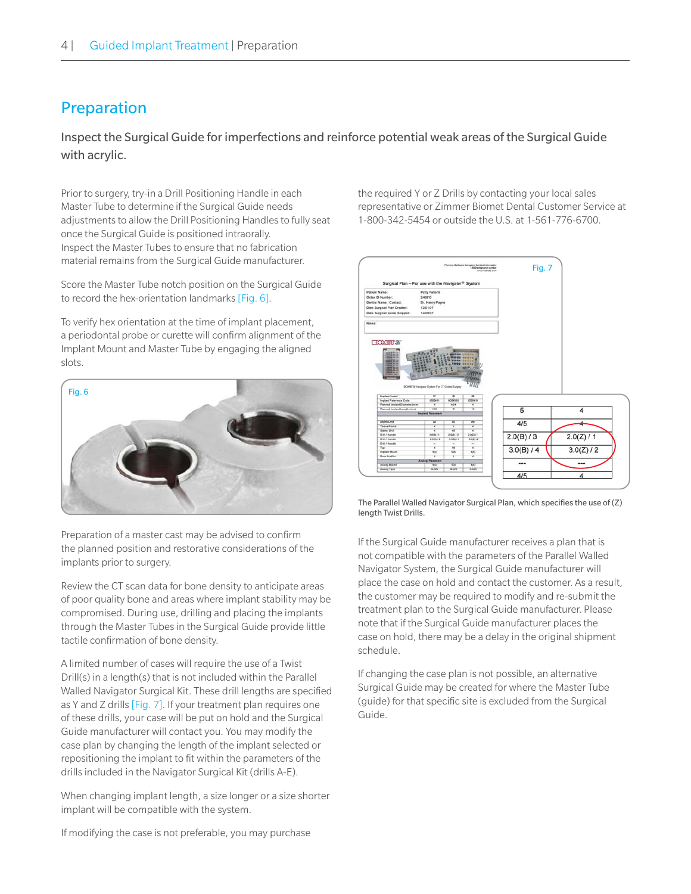# Preparation

**Inspect the Surgical Guide for imperfections and reinforce potential weak areas of the Surgical Guide with acrylic.**

Prior to surgery, try-in a Drill Positioning Handle in each Master Tube to determine if the Surgical Guide needs adjustments to allow the Drill Positioning Handles to fully seat once the Surgical Guide is positioned intraorally. Inspect the Master Tubes to ensure that no fabrication material remains from the Surgical Guide manufacturer.

Score the Master Tube notch position on the Surgical Guide to record the hex-orientation landmarks [Fig. 6].

To verify hex orientation at the time of implant placement, a periodontal probe or curette will confirm alignment of the Implant Mount and Master Tube by engaging the aligned slots.

Fig. 6

Preparation of a master cast may be advised to confirm the planned position and restorative considerations of the implants prior to surgery.

Review the CT scan data for bone density to anticipate areas of poor quality bone and areas where implant stability may be compromised. During use, drilling and placing the implants through the Master Tubes in the Surgical Guide provide little tactile confirmation of bone density.

A limited number of cases will require the use of a Twist Drill(s) in a length(s) that is not included within the Parallel Walled Navigator Surgical Kit. These drill lengths are specified as Y and Z drills [Fig. 7]. If your treatment plan requires one of these drills, your case will be put on hold and the Surgical Guide manufacturer will contact you. You may modify the case plan by changing the length of the implant selected or repositioning the implant to fit within the parameters of the drills included in the Navigator Surgical Kit (drills A-E).

When changing implant length, a size longer or a size shorter implant will be compatible with the system.

If modifying the case is not preferable, you may purchase the required Y or Z Drills by contacting your local sales representative or Zimmer Biomet Dental Customer Service at 1-800-342-5454 or outside the U.S. at 1-561-776-6700.

Fig. 7

| 5 | 4 |
|---|---|
| 4/5 | 4 |
| 2.0(B) / 3 | 2.0(Z) / 1 |
| 3.0(B) / 4 | 3.0(Z) / 2 |
| --- | --- |
| 4/5 | 4 |

The Parallel Walled Navigator Surgical Plan, which specifies the use of (Z) length Twist Drills.

If the Surgical Guide manufacturer receives a plan that is not compatible with the parameters of the Parallel Walled Navigator System, the Surgical Guide manufacturer will place the case on hold and contact the customer. As a result, the customer may be required to modify and re-submit the treatment plan to the Surgical Guide manufacturer. Please note that if the Surgical Guide manufacturer places the case on hold, there may be a delay in the original shipment schedule.

If changing the case plan is not possible, an alternative Surgical Guide may be created for where the Master Tube (guide) for that specific site is excluded from the Surgical Guide.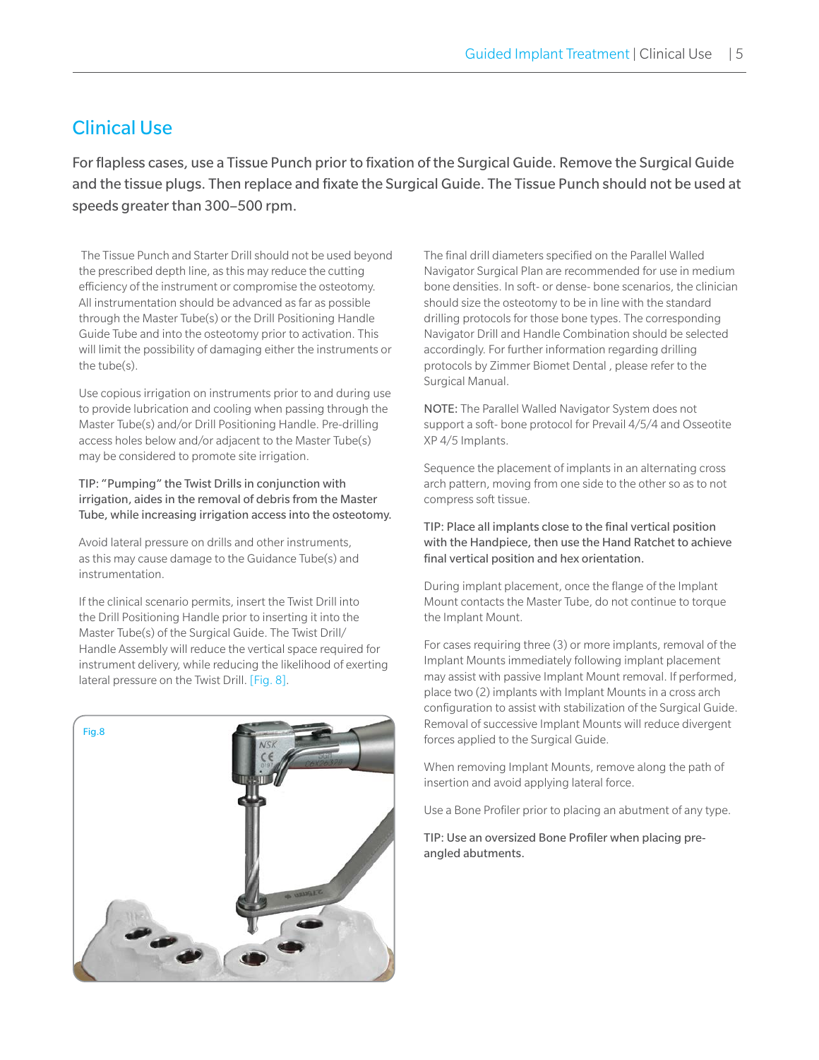## Clinical Use

For flapless cases, use a Tissue Punch prior to fixation of the Surgical Guide. Remove the Surgical Guide and the tissue plugs. Then replace and fixate the Surgical Guide. The Tissue Punch should not be used at speeds greater than 300–500 rpm.

The Tissue Punch and Starter Drill should not be used beyond the prescribed depth line, as this may reduce the cutting efficiency of the instrument or compromise the osteotomy. All instrumentation should be advanced as far as possible through the Master Tube(s) or the Drill Positioning Handle Guide Tube and into the osteotomy prior to activation. This will limit the possibility of damaging either the instruments or the tube(s).

Use copious irrigation on instruments prior to and during use to provide lubrication and cooling when passing through the Master Tube(s) and/or Drill Positioning Handle. Pre-drilling access holes below and/or adjacent to the Master Tube(s) may be considered to promote site irrigation.

TIP: "Pumping" the Twist Drills in conjunction with irrigation, aides in the removal of debris from the Master Tube, while increasing irrigation access into the osteotomy.

Avoid lateral pressure on drills and other instruments, as this may cause damage to the Guidance Tube(s) and instrumentation.

If the clinical scenario permits, insert the Twist Drill into the Drill Positioning Handle prior to inserting it into the Master Tube(s) of the Surgical Guide. The Twist Drill/ Handle Assembly will reduce the vertical space required for instrument delivery, while reducing the likelihood of exerting lateral pressure on the Twist Drill. [Fig. 8].

Fig.8

The final drill diameters specified on the Parallel Walled Navigator Surgical Plan are recommended for use in medium bone densities. In soft- or dense- bone scenarios, the clinician should size the osteotomy to be in line with the standard drilling protocols for those bone types. The corresponding Navigator Drill and Handle Combination should be selected accordingly. For further information regarding drilling protocols by Zimmer Biomet Dental , please refer to the Surgical Manual.

NOTE: The Parallel Walled Navigator System does not support a soft- bone protocol for Prevail 4/5/4 and Osseotite XP 4/5 Implants.

Sequence the placement of implants in an alternating cross arch pattern, moving from one side to the other so as to not compress soft tissue.

TIP: Place all implants close to the final vertical position with the Handpiece, then use the Hand Ratchet to achieve final vertical position and hex orientation.

During implant placement, once the flange of the Implant Mount contacts the Master Tube, do not continue to torque the Implant Mount.

For cases requiring three (3) or more implants, removal of the Implant Mounts immediately following implant placement may assist with passive Implant Mount removal. If performed, place two (2) implants with Implant Mounts in a cross arch configuration to assist with stabilization of the Surgical Guide. Removal of successive Implant Mounts will reduce divergent forces applied to the Surgical Guide.

When removing Implant Mounts, remove along the path of insertion and avoid applying lateral force.

Use a Bone Profiler prior to placing an abutment of any type.

TIP: Use an oversized Bone Profiler when placing pre-angled abutments.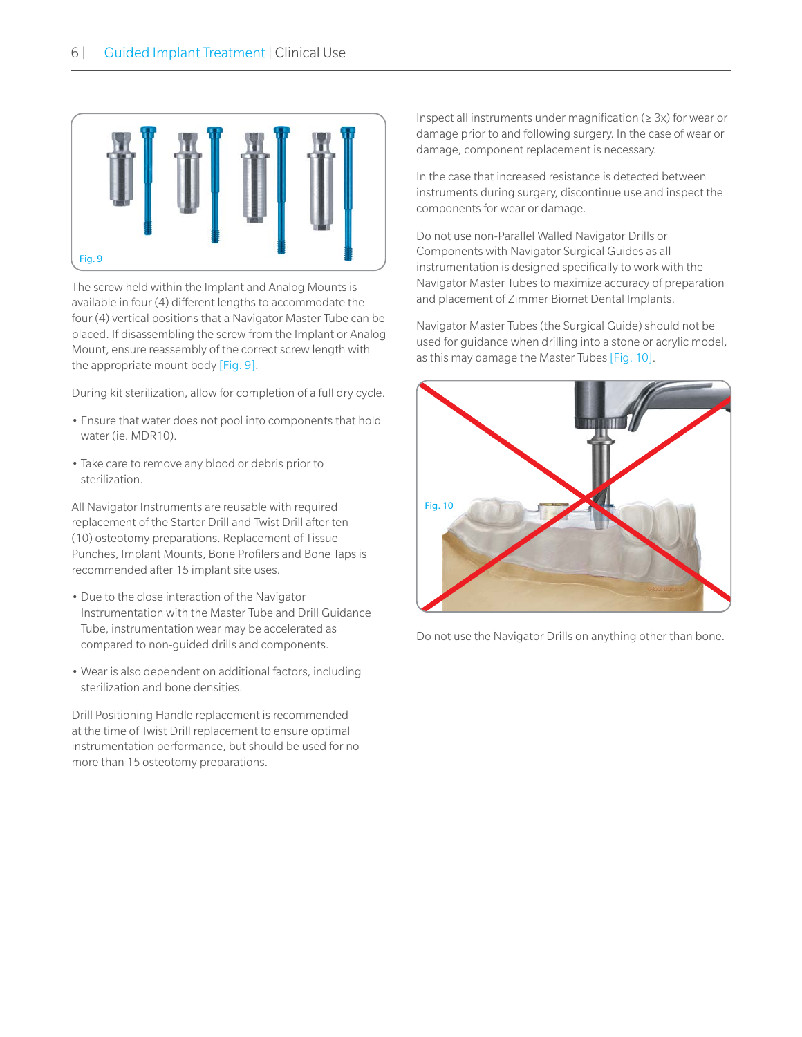Fig. 9

The screw held within the Implant and Analog Mounts is available in four (4) different lengths to accommodate the four (4) vertical positions that a Navigator Master Tube can be placed. If disassembling the screw from the Implant or Analog Mount, ensure reassembly of the correct screw length with the appropriate mount body [Fig. 9].

During kit sterilization, allow for completion of a full dry cycle.

- Ensure that water does not pool into components that hold water (ie. MDR10).
- Take care to remove any blood or debris prior to sterilization.

All Navigator Instruments are reusable with required replacement of the Starter Drill and Twist Drill after ten (10) osteotomy preparations. Replacement of Tissue Punches, Implant Mounts, Bone Profilers and Bone Taps is recommended after 15 implant site uses.

- Due to the close interaction of the Navigator Instrumentation with the Master Tube and Drill Guidance Tube, instrumentation wear may be accelerated as compared to non-guided drills and components.
- Wear is also dependent on additional factors, including sterilization and bone densities.

Drill Positioning Handle replacement is recommended at the time of Twist Drill replacement to ensure optimal instrumentation performance, but should be used for no more than 15 osteotomy preparations.

Inspect all instruments under magnification (≥ 3x) for wear or damage prior to and following surgery. In the case of wear or damage, component replacement is necessary.

In the case that increased resistance is detected between instruments during surgery, discontinue use and inspect the components for wear or damage.

Do not use non-Parallel Walled Navigator Drills or Components with Navigator Surgical Guides as all instrumentation is designed specifically to work with the Navigator Master Tubes to maximize accuracy of preparation and placement of Zimmer Biomet Dental Implants.

Navigator Master Tubes (the Surgical Guide) should not be used for guidance when drilling into a stone or acrylic model, as this may damage the Master Tubes [Fig. 10].

Fig. 10

Do not use the Navigator Drills on anything other than bone.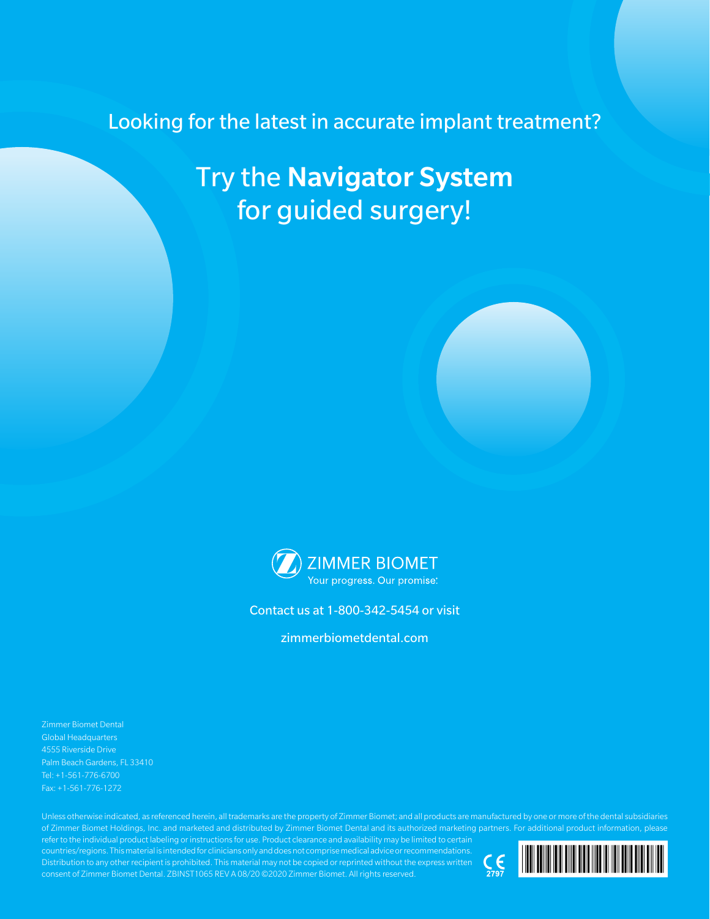Looking for the latest in accurate implant treatment?

# Try the **Navigator System** for guided surgery!

ZIMMER BIOMET
Your progress. Our promise.

Contact us at 1-800-342-5454 or visit

zimmerbiometdental.com

Zimmer Biomet Dental
Global Headquarters
4555 Riverside Drive
Palm Beach Gardens, FL 33410
Tel: +1-561-776-6700
Fax: +1-561-776-1272

Unless otherwise indicated, as referenced herein, all trademarks are the property of Zimmer Biomet; and all products are manufactured by one or more of the dental subsidiaries of Zimmer Biomet Holdings, Inc. and marketed and distributed by Zimmer Biomet Dental and its authorized marketing partners. For additional product information, please refer to the individual product labeling or instructions for use. Product clearance and availability may be limited to certain countries/regions. This material is intended for clinicians only and does not comprise medical advice or recommendations. Distribution to any other recipient is prohibited. This material may not be copied or reprinted without the express written consent of Zimmer Biomet Dental. ZBINST1065 REV A 08/20 ©2020 Zimmer Biomet. All rights reserved.

CE 2797